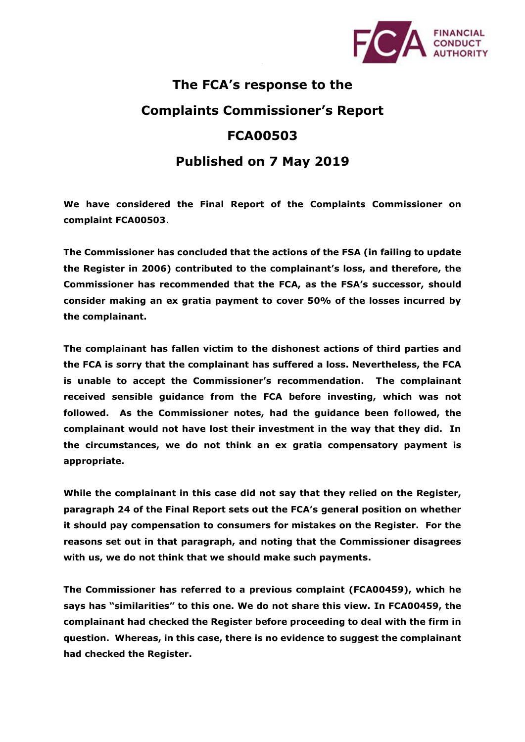# The FCA's response to the Complaints Commissioner's Report FCA00503

## Published on 7 May 2019

**We have considered the Final Report of the Complaints Commissioner on complaint FCA00503**.

**The Commissioner has concluded that the actions of the FSA (in failing to update the Register in 2006) contributed to the complainant's loss, and therefore, the Commissioner has recommended that the FCA, as the FSA's successor, should consider making an ex gratia payment to cover 50% of the losses incurred by the complainant.**

**The complainant has fallen victim to the dishonest actions of third parties and the FCA is sorry that the complainant has suffered a loss. Nevertheless, the FCA is unable to accept the Commissioner's recommendation. The complainant received sensible guidance from the FCA before investing, which was not followed. As the Commissioner notes, had the guidance been followed, the complainant would not have lost their investment in the way that they did. In the circumstances, we do not think an ex gratia compensatory payment is appropriate.**

**While the complainant in this case did not say that they relied on the Register, paragraph 24 of the Final Report sets out the FCA's general position on whether it should pay compensation to consumers for mistakes on the Register. For the reasons set out in that paragraph, and noting that the Commissioner disagrees with us, we do not think that we should make such payments.**

**The Commissioner has referred to a previous complaint (FCA00459), which he says has "similarities" to this one. We do not share this view. In FCA00459, the complainant had checked the Register before proceeding to deal with the firm in question. Whereas, in this case, there is no evidence to suggest the complainant had checked the Register.**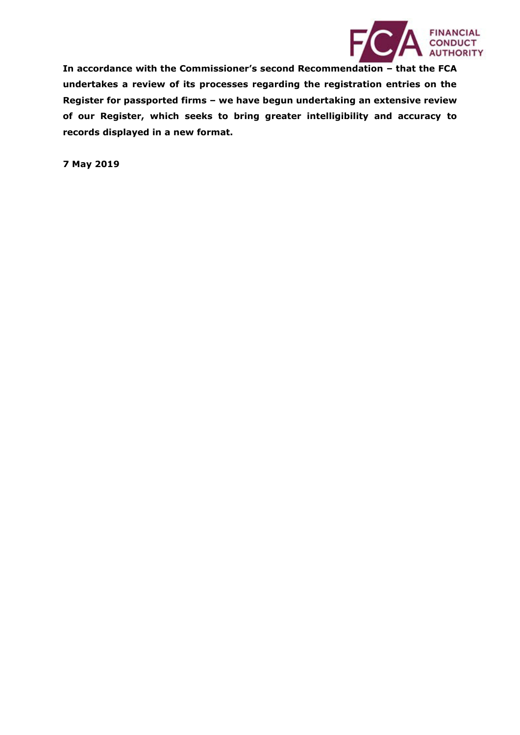**In accordance with the Commissioner's second Recommendation – that the FCA undertakes a review of its processes regarding the registration entries on the Register for passported firms – we have begun undertaking an extensive review of our Register, which seeks to bring greater intelligibility and accuracy to records displayed in a new format.**

**7 May 2019**